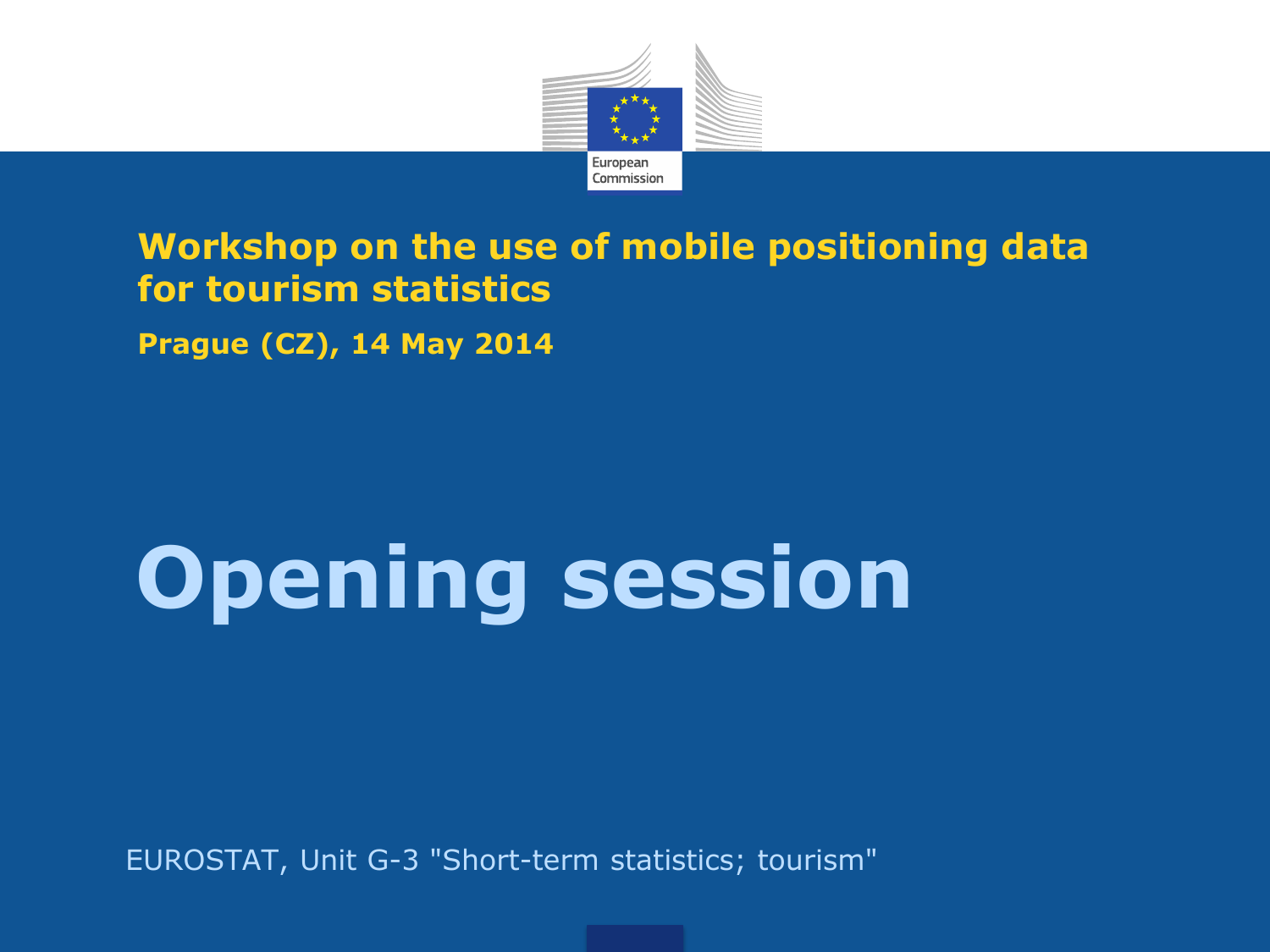European Commission

**Workshop on the use of mobile positioning data for tourism statistics**

**Prague (CZ), 14 May 2014**

# Opening session

EUROSTAT, Unit G-3 "Short-term statistics; tourism"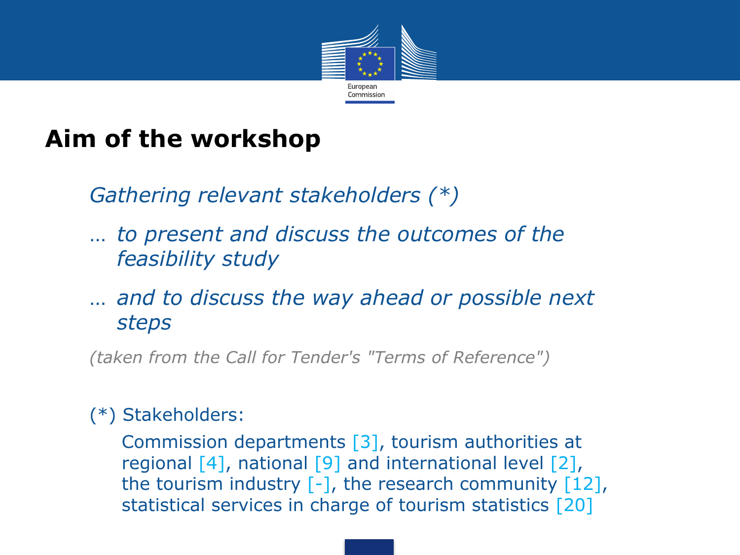# Aim of the workshop

*Gathering relevant stakeholders (*)*

*… to present and discuss the outcomes of the feasibility study*

*… and to discuss the way ahead or possible next steps*

*(taken from the Call for Tender's "Terms of Reference")*

(*) Stakeholders:

Commission departments [3], tourism authorities at regional [4], national [9] and international level [2], the tourism industry [-], the research community [12], statistical services in charge of tourism statistics [20]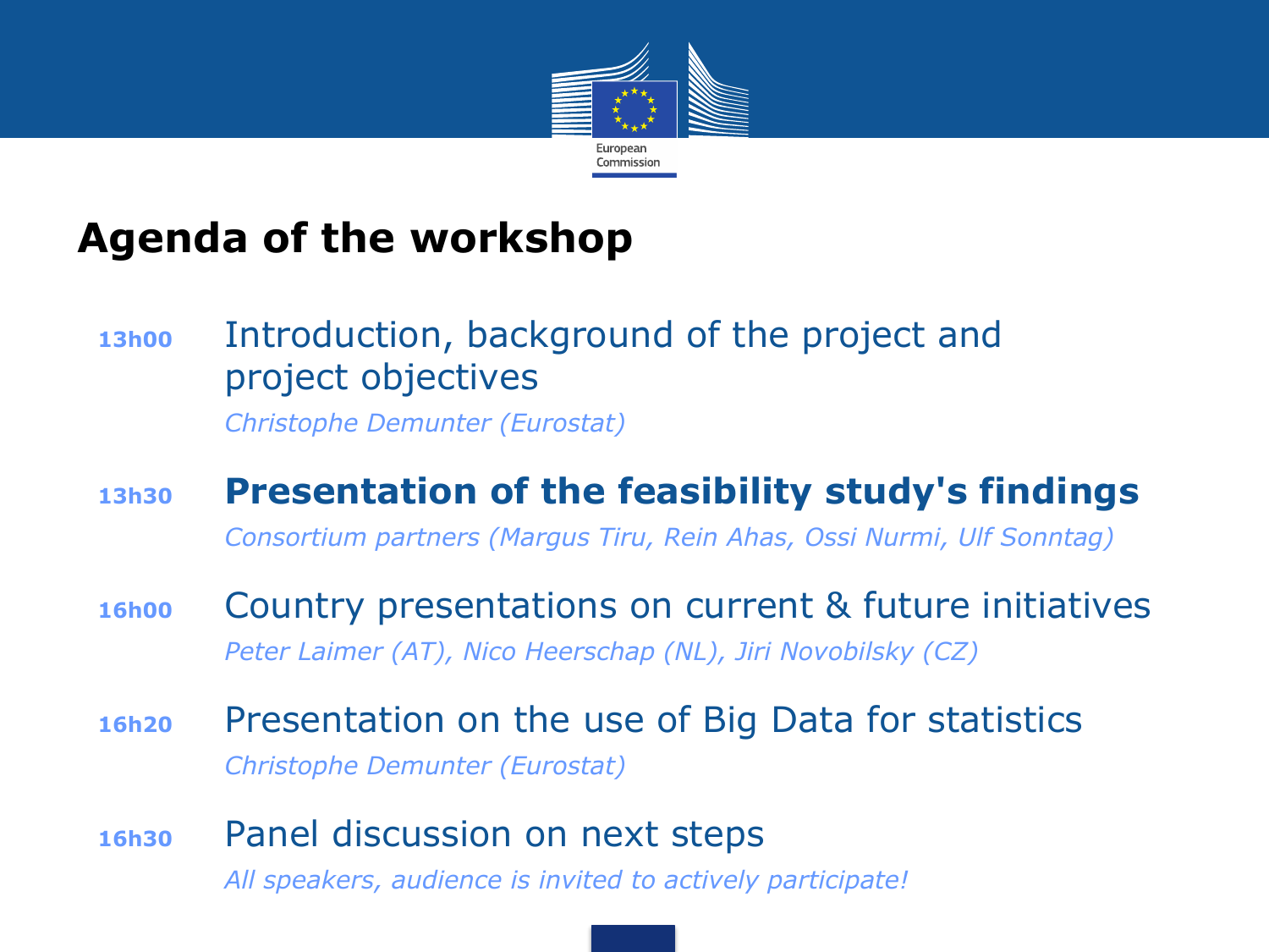# Agenda of the workshop

**13h00** Introduction, background of the project and project objectives

*Christophe Demunter (Eurostat)*

**13h30** **Presentation of the feasibility study's findings**

*Consortium partners (Margus Tiru, Rein Ahas, Ossi Nurmi, Ulf Sonntag)*

**16h00** Country presentations on current & future initiatives

*Peter Laimer (AT), Nico Heerschap (NL), Jiri Novobilsky (CZ)*

**16h20** Presentation on the use of Big Data for statistics

*Christophe Demunter (Eurostat)*

**16h30** Panel discussion on next steps

*All speakers, audience is invited to actively participate!*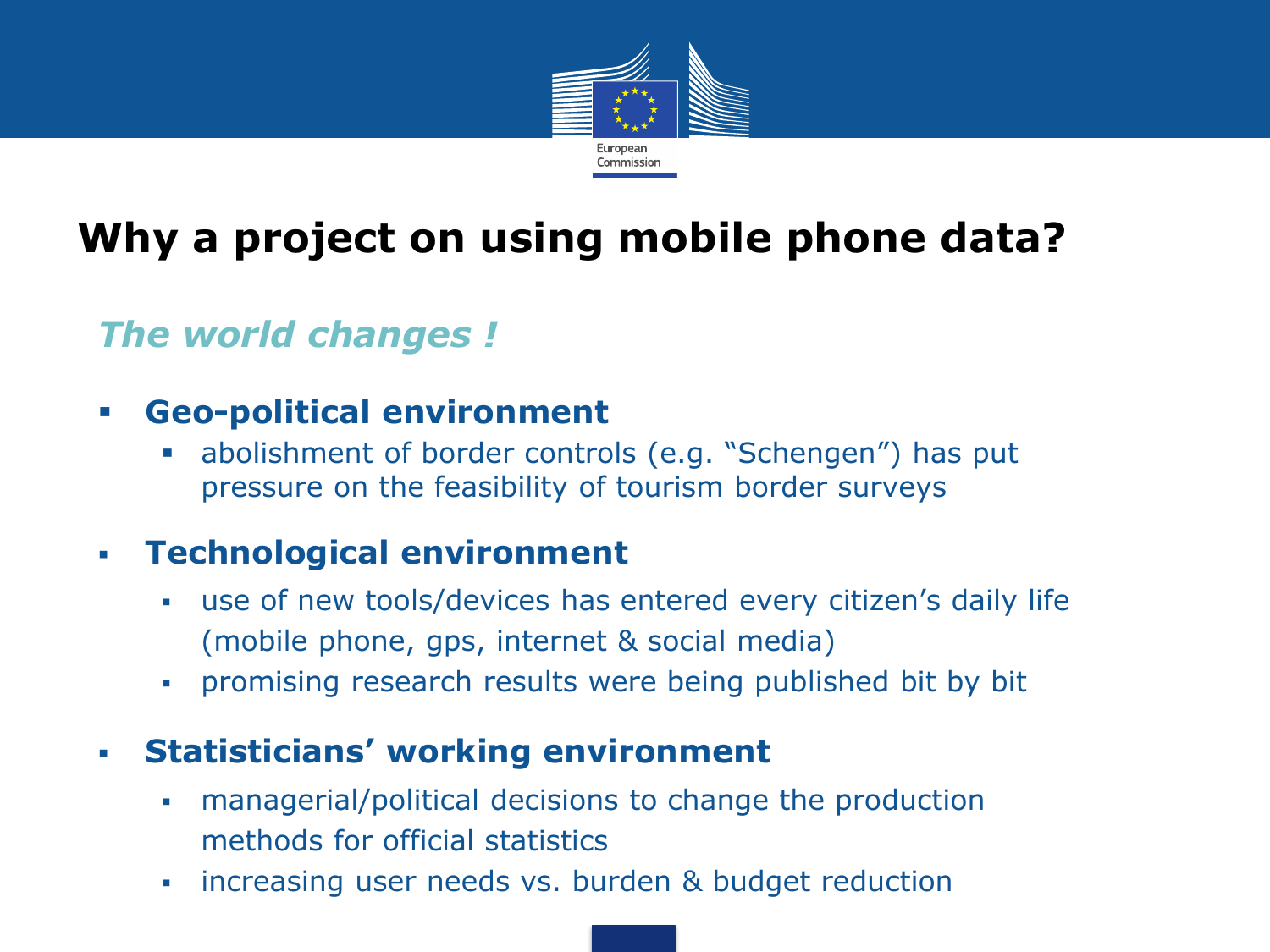# Why a project on using mobile phone data?

## *The world changes !*

- **Geo-political environment**
  - abolishment of border controls (e.g. “Schengen”) has put pressure on the feasibility of tourism border surveys
- **Technological environment**
  - use of new tools/devices has entered every citizen’s daily life (mobile phone, gps, internet & social media)
  - promising research results were being published bit by bit
- **Statisticians’ working environment**
  - managerial/political decisions to change the production methods for official statistics
  - increasing user needs vs. burden & budget reduction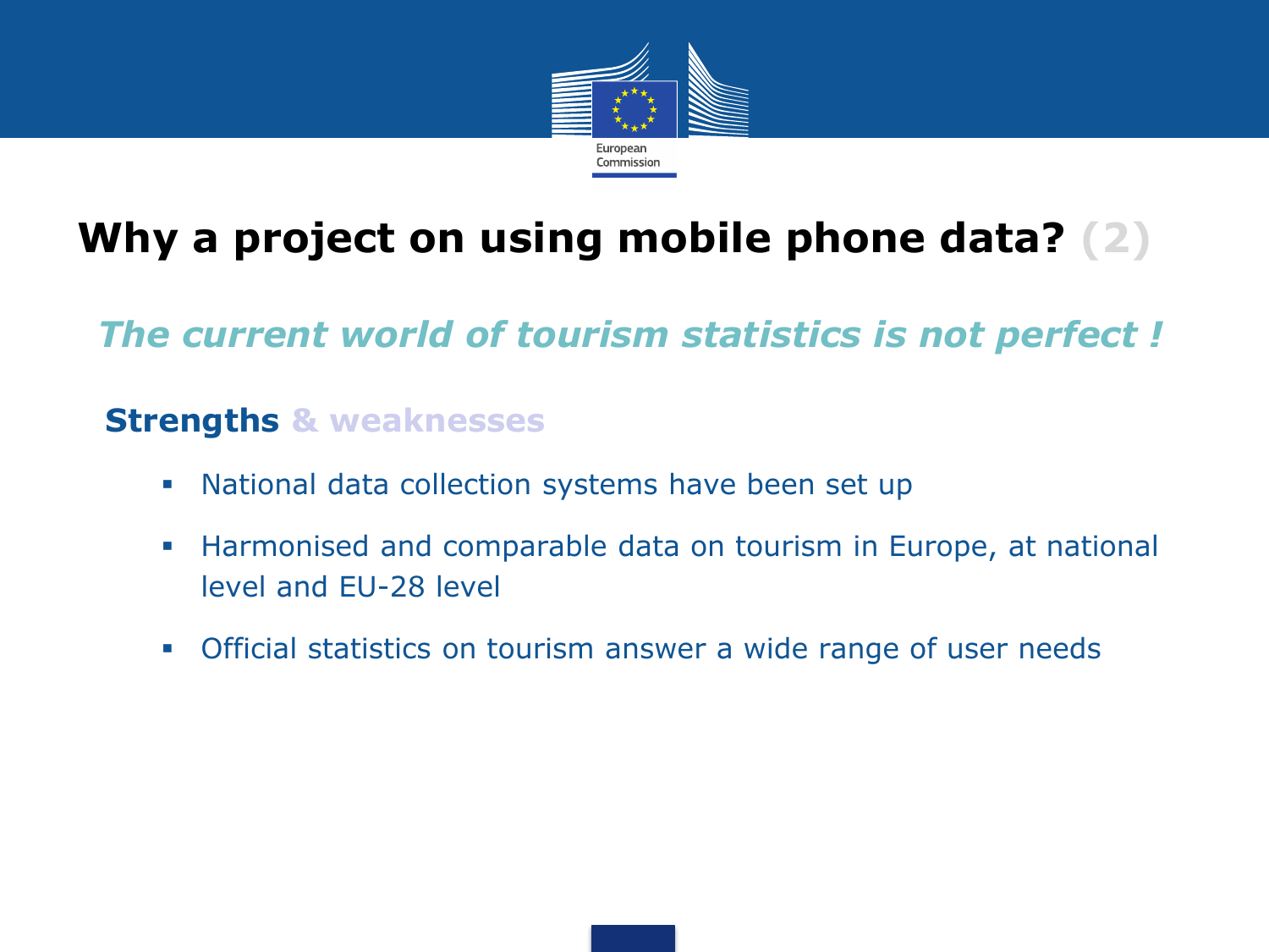# Why a project on using mobile phone data? (2)

*The current world of tourism statistics is not perfect !*

**Strengths & weaknesses**

- National data collection systems have been set up
- Harmonised and comparable data on tourism in Europe, at national level and EU-28 level
- Official statistics on tourism answer a wide range of user needs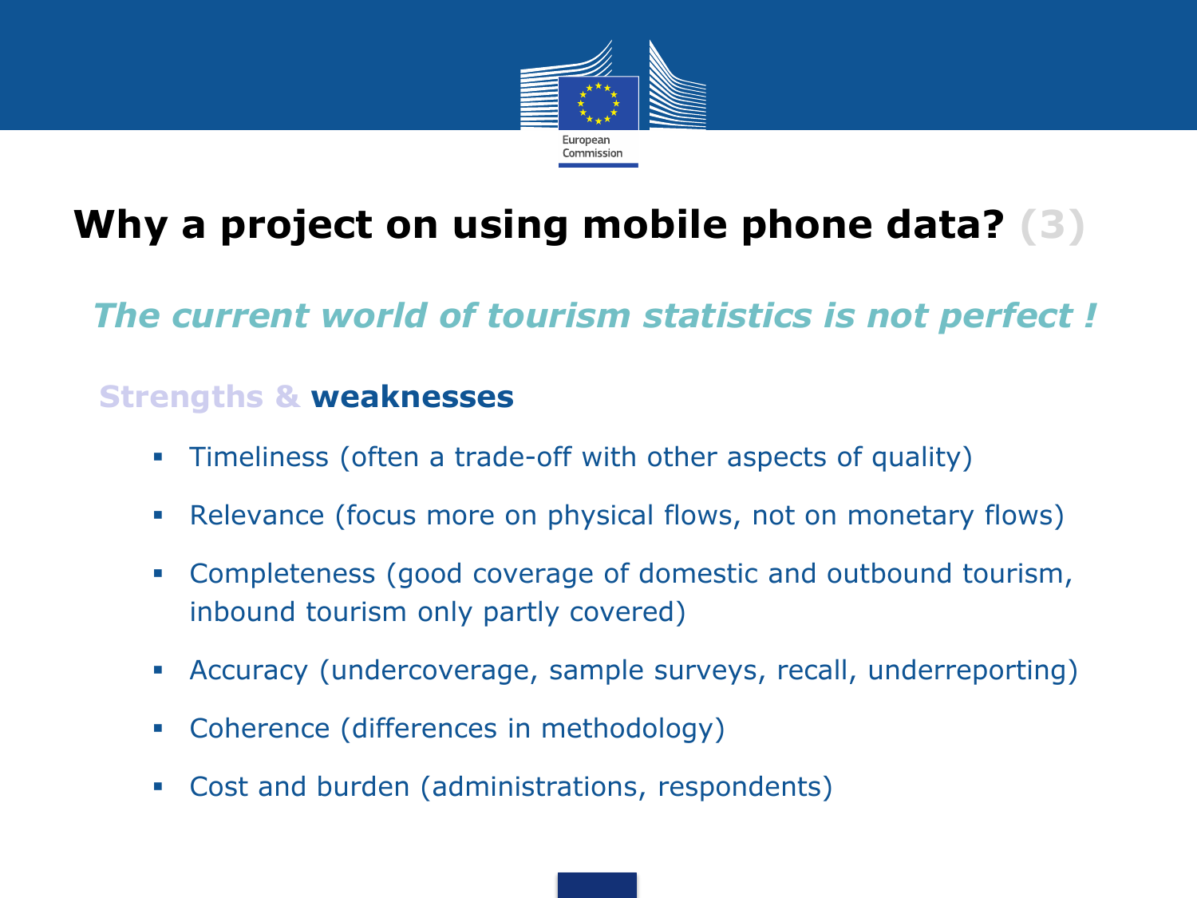# Why a project on using mobile phone data? (3)

*The current world of tourism statistics is not perfect !*

### Strengths & weaknesses

- Timeliness (often a trade-off with other aspects of quality)
- Relevance (focus more on physical flows, not on monetary flows)
- Completeness (good coverage of domestic and outbound tourism, inbound tourism only partly covered)
- Accuracy (undercoverage, sample surveys, recall, underreporting)
- Coherence (differences in methodology)
- Cost and burden (administrations, respondents)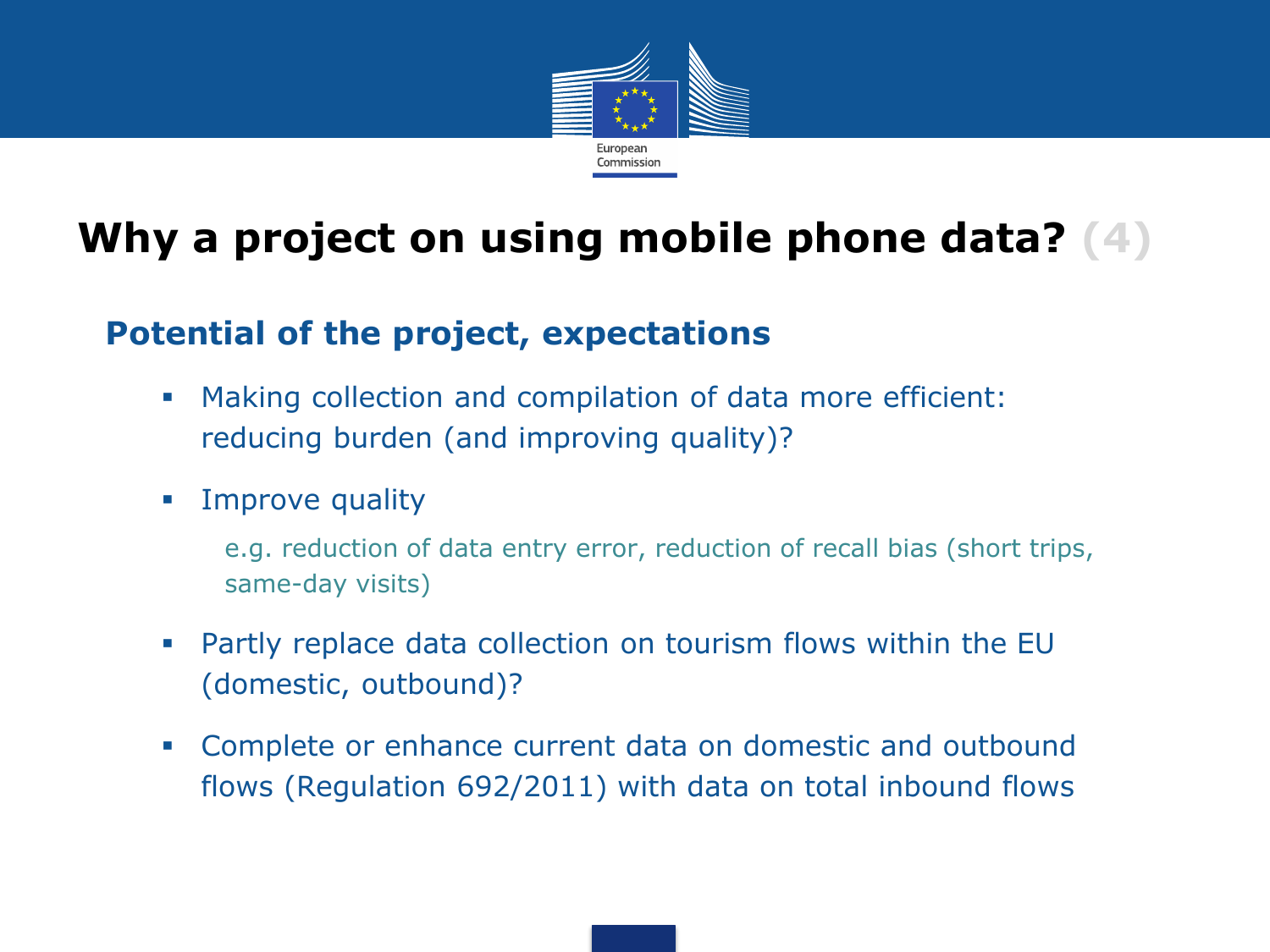# Why a project on using mobile phone data? (4)

## Potential of the project, expectations

- Making collection and compilation of data more efficient: reducing burden (and improving quality)?
- Improve quality

  e.g. reduction of data entry error, reduction of recall bias (short trips, same-day visits)
- Partly replace data collection on tourism flows within the EU (domestic, outbound)?
- Complete or enhance current data on domestic and outbound flows (Regulation 692/2011) with data on total inbound flows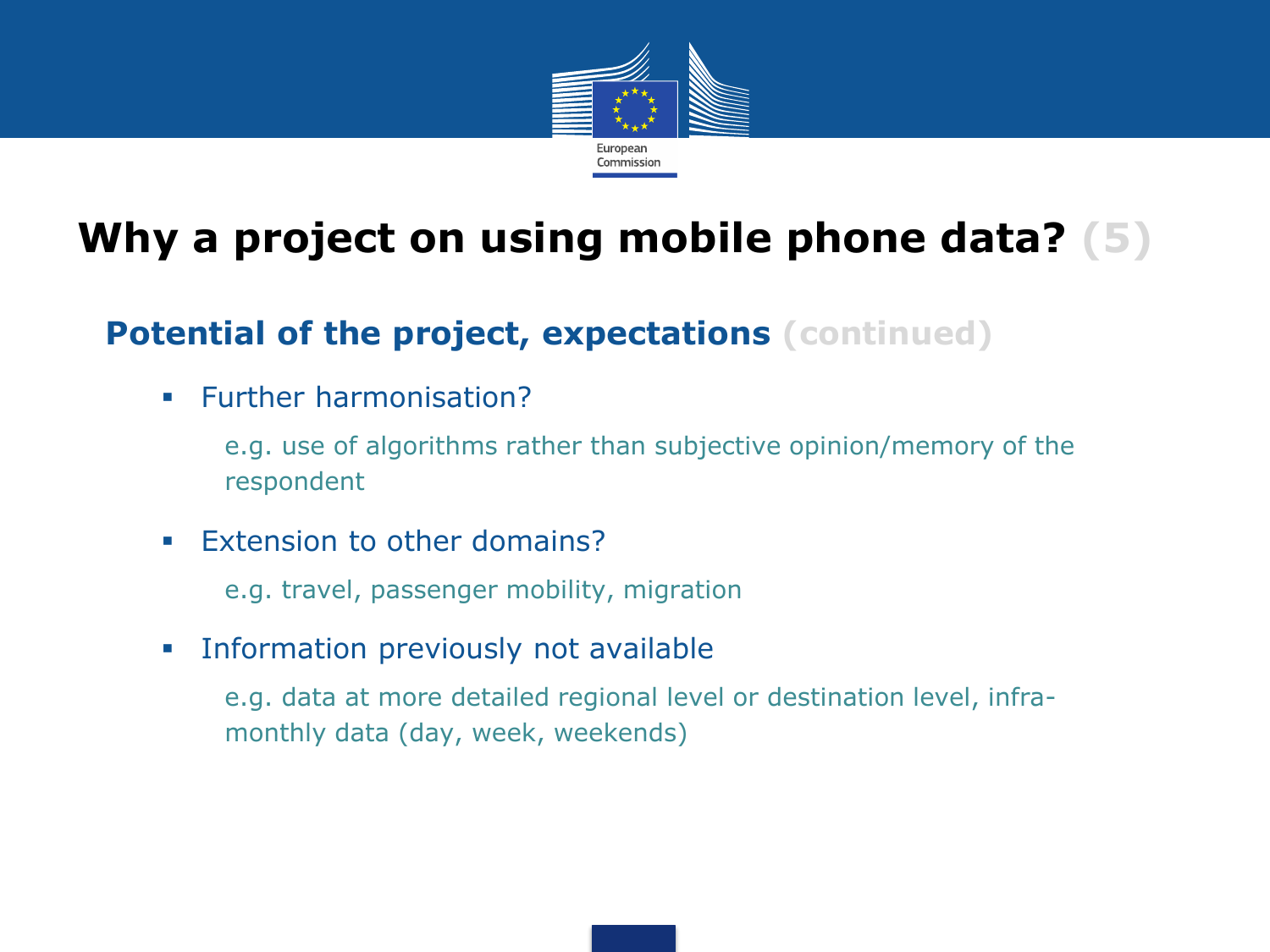# Why a project on using mobile phone data? (5)

## Potential of the project, expectations (continued)

- Further harmonisation?

  e.g. use of algorithms rather than subjective opinion/memory of the respondent

- Extension to other domains?

  e.g. travel, passenger mobility, migration

- Information previously not available

  e.g. data at more detailed regional level or destination level, infra-monthly data (day, week, weekends)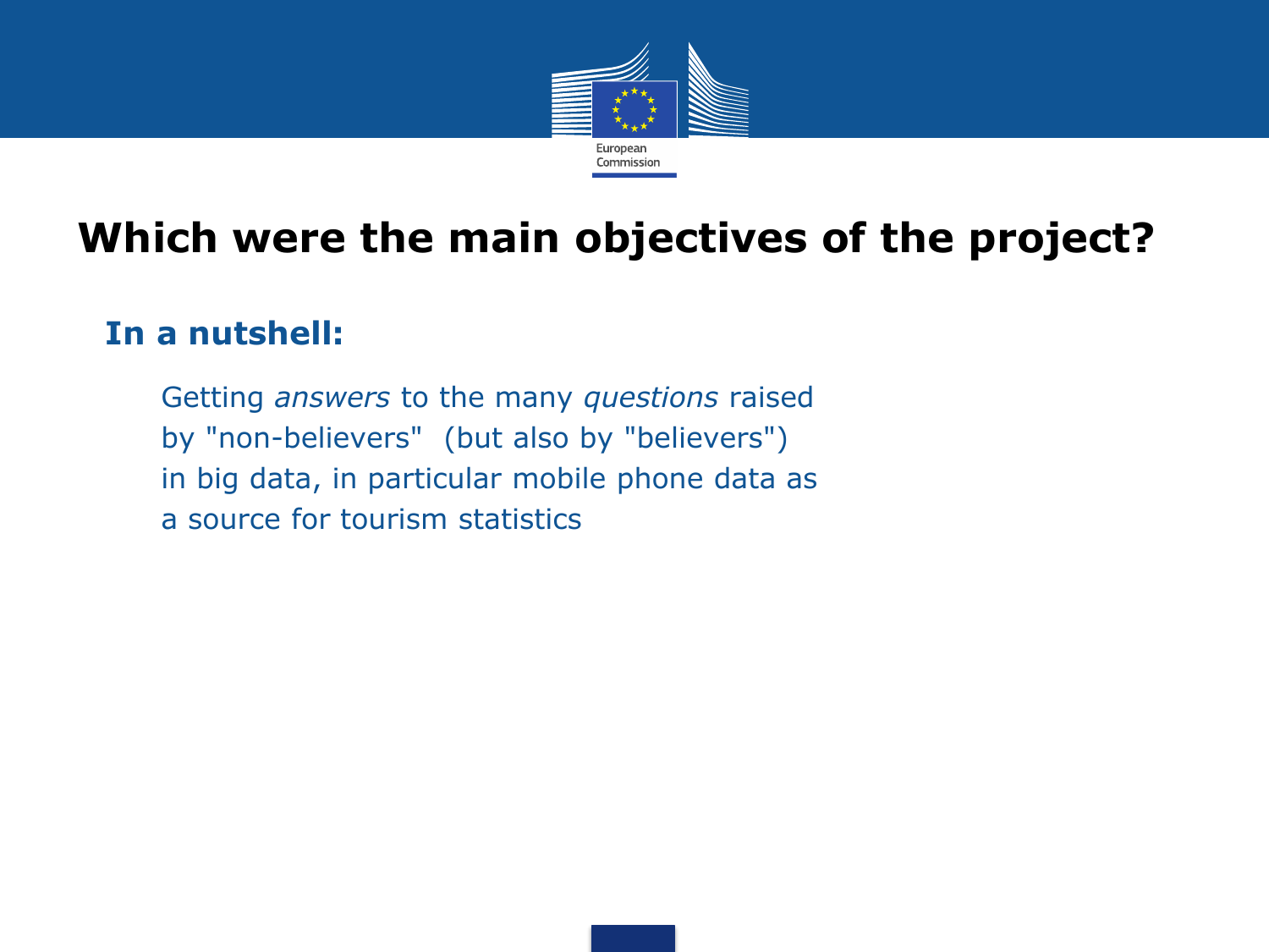# Which were the main objectives of the project?

## In a nutshell:

Getting *answers* to the many *questions* raised by "non-believers" (but also by "believers") in big data, in particular mobile phone data as a source for tourism statistics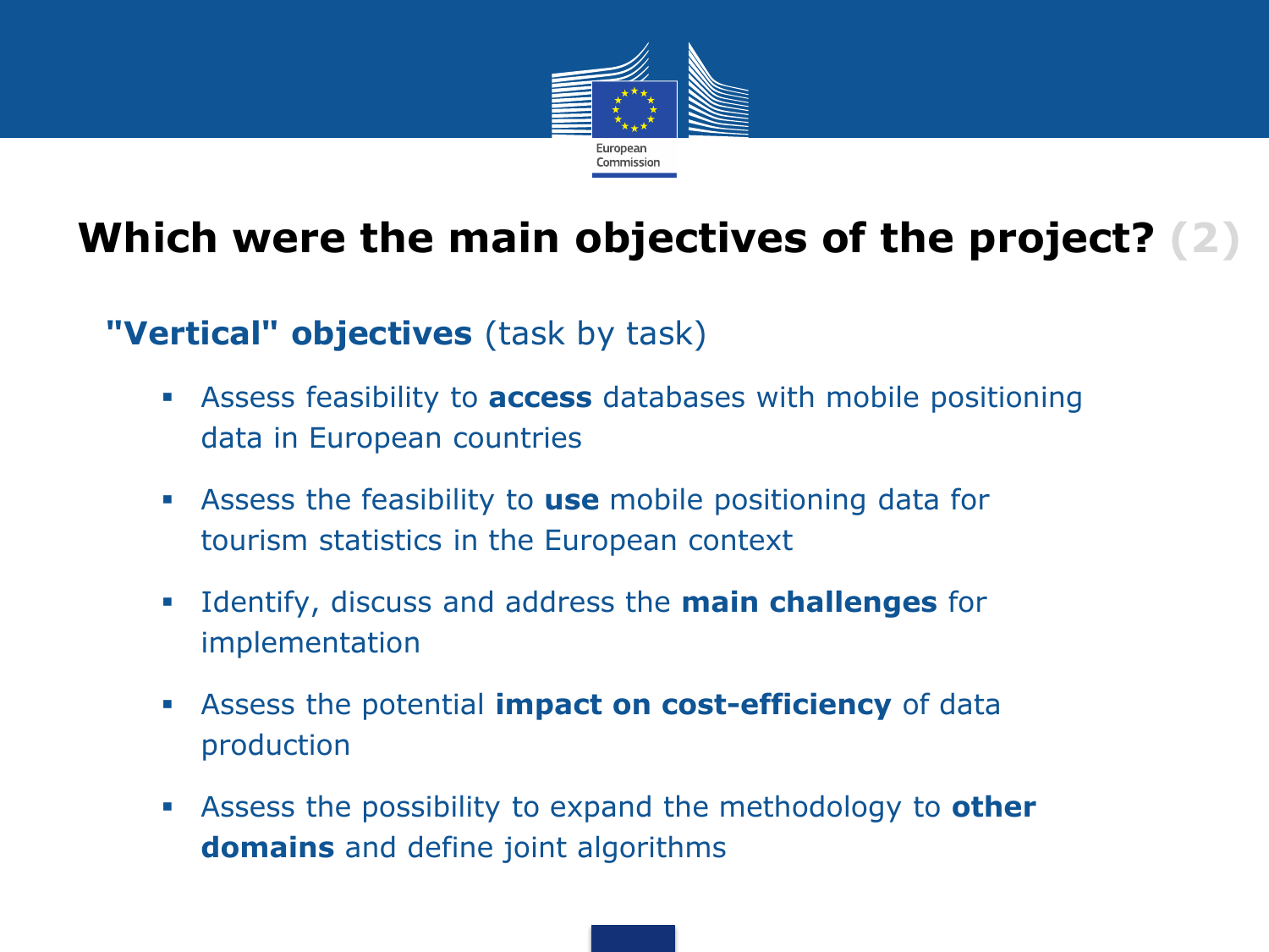# Which were the main objectives of the project? (2)

**"Vertical" objectives** (task by task)

- Assess feasibility to **access** databases with mobile positioning data in European countries
- Assess the feasibility to **use** mobile positioning data for tourism statistics in the European context
- Identify, discuss and address the **main challenges** for implementation
- Assess the potential **impact on cost-efficiency** of data production
- Assess the possibility to expand the methodology to **other domains** and define joint algorithms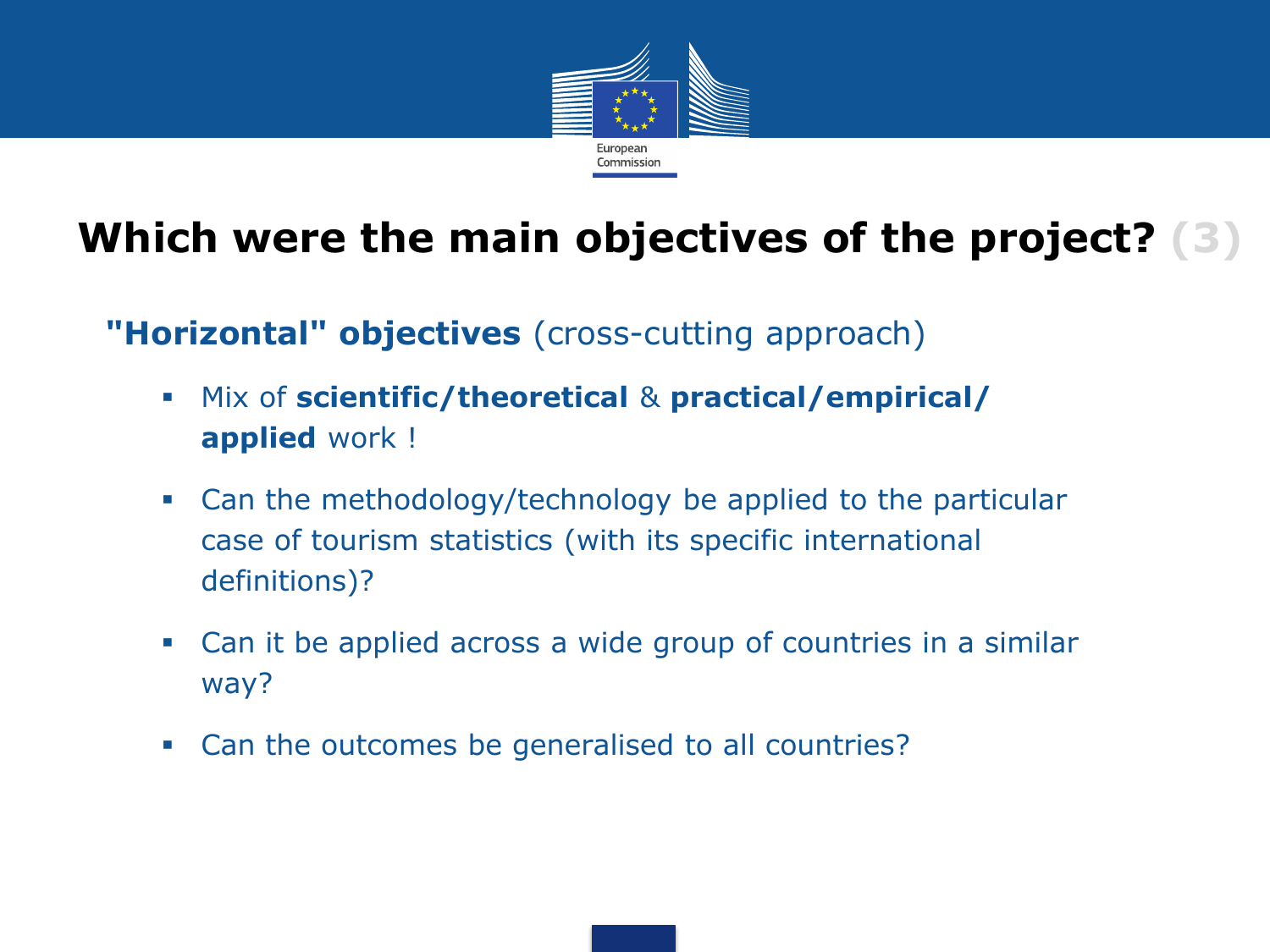# Which were the main objectives of the project? (3)

**"Horizontal" objectives** (cross-cutting approach)

- Mix of **scientific/theoretical** & **practical/empirical/ applied** work !
- Can the methodology/technology be applied to the particular case of tourism statistics (with its specific international definitions)?
- Can it be applied across a wide group of countries in a similar way?
- Can the outcomes be generalised to all countries?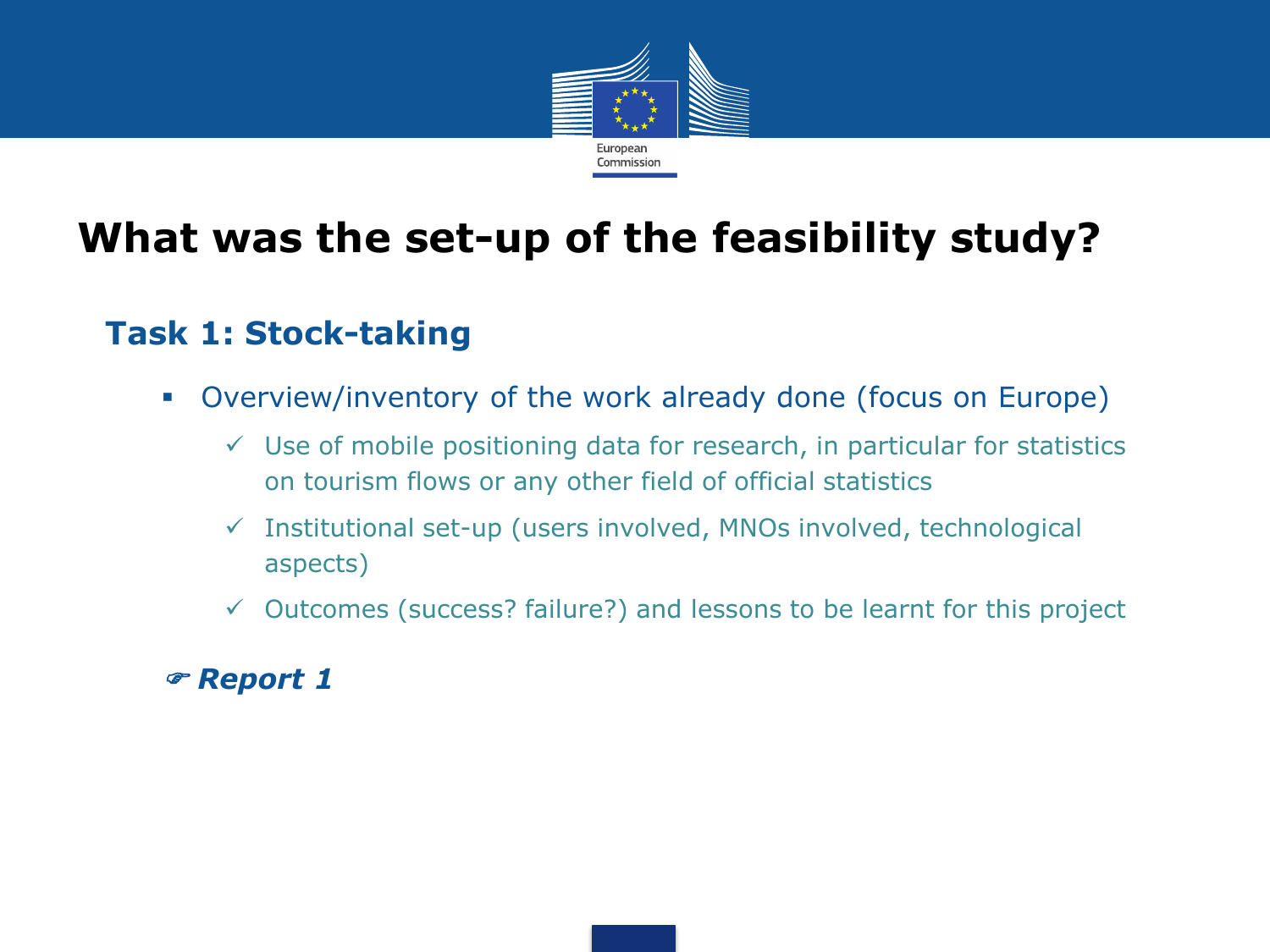# What was the set-up of the feasibility study?

## Task 1: Stock-taking

- Overview/inventory of the work already done (focus on Europe)
  - ✓ Use of mobile positioning data for research, in particular for statistics on tourism flows or any other field of official statistics
  - ✓ Institutional set-up (users involved, MNOs involved, technological aspects)
  - ✓ Outcomes (success? failure?) and lessons to be learnt for this project

☞ ***Report 1***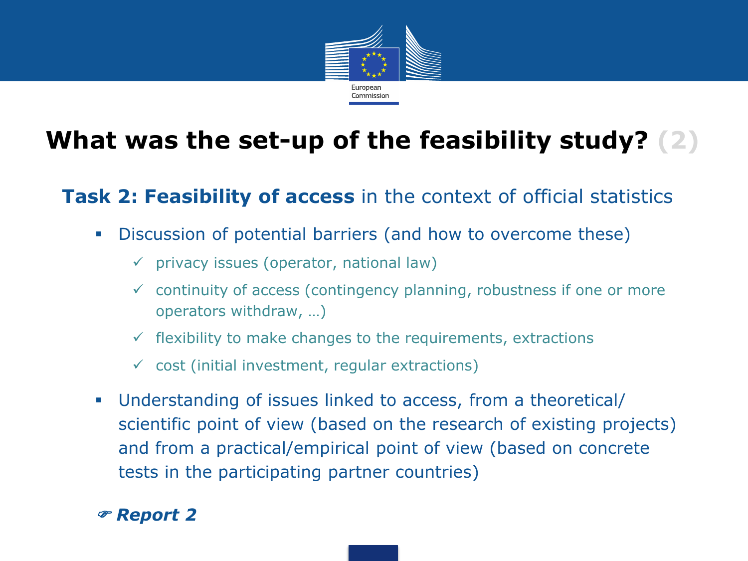# What was the set-up of the feasibility study? (2)

**Task 2: Feasibility of access** in the context of official statistics

- Discussion of potential barriers (and how to overcome these)
  - ✓ privacy issues (operator, national law)
  - ✓ continuity of access (contingency planning, robustness if one or more operators withdraw, …)
  - ✓ flexibility to make changes to the requirements, extractions
  - ✓ cost (initial investment, regular extractions)
- Understanding of issues linked to access, from a theoretical/ scientific point of view (based on the research of existing projects) and from a practical/empirical point of view (based on concrete tests in the participating partner countries)

☞ ***Report 2***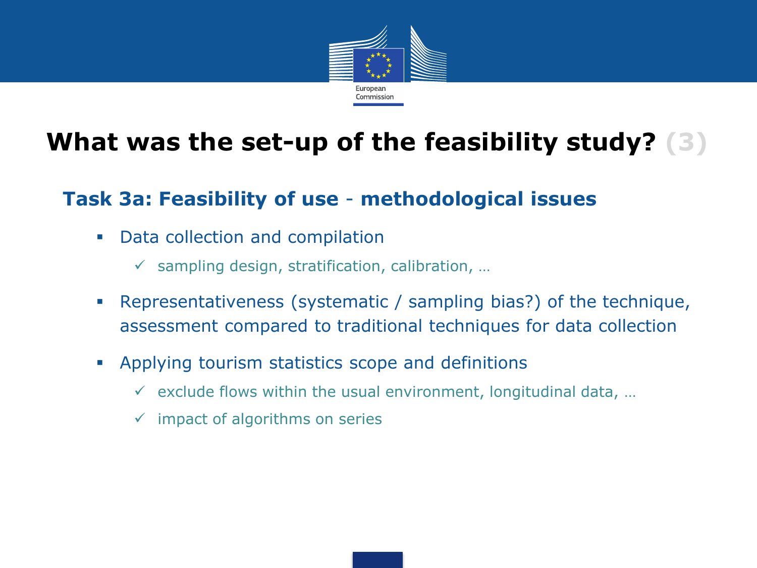# What was the set-up of the feasibility study? (3)

## Task 3a: Feasibility of use - methodological issues

- Data collection and compilation
  - ✓ sampling design, stratification, calibration, …
- Representativeness (systematic / sampling bias?) of the technique, assessment compared to traditional techniques for data collection
- Applying tourism statistics scope and definitions
  - ✓ exclude flows within the usual environment, longitudinal data, …
  - ✓ impact of algorithms on series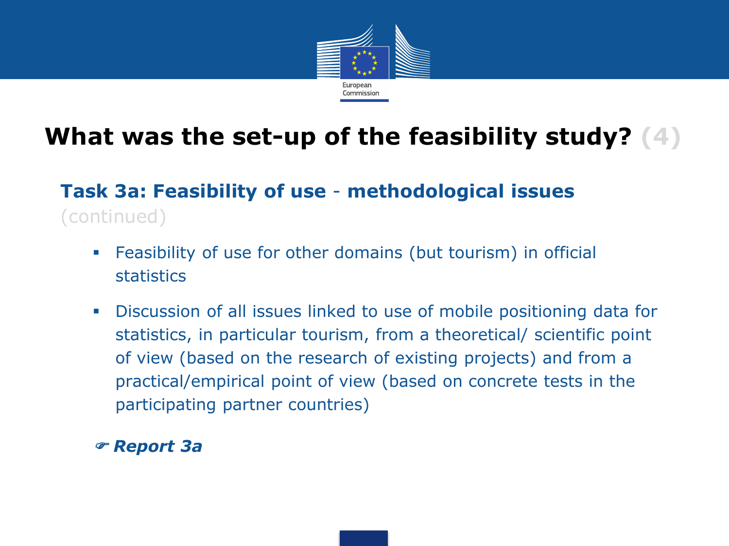# What was the set-up of the feasibility study? (4)

## Task 3a: Feasibility of use - methodological issues (continued)

- Feasibility of use for other domains (but tourism) in official statistics
- Discussion of all issues linked to use of mobile positioning data for statistics, in particular tourism, from a theoretical/ scientific point of view (based on the research of existing projects) and from a practical/empirical point of view (based on concrete tests in the participating partner countries)

☞ ***Report 3a***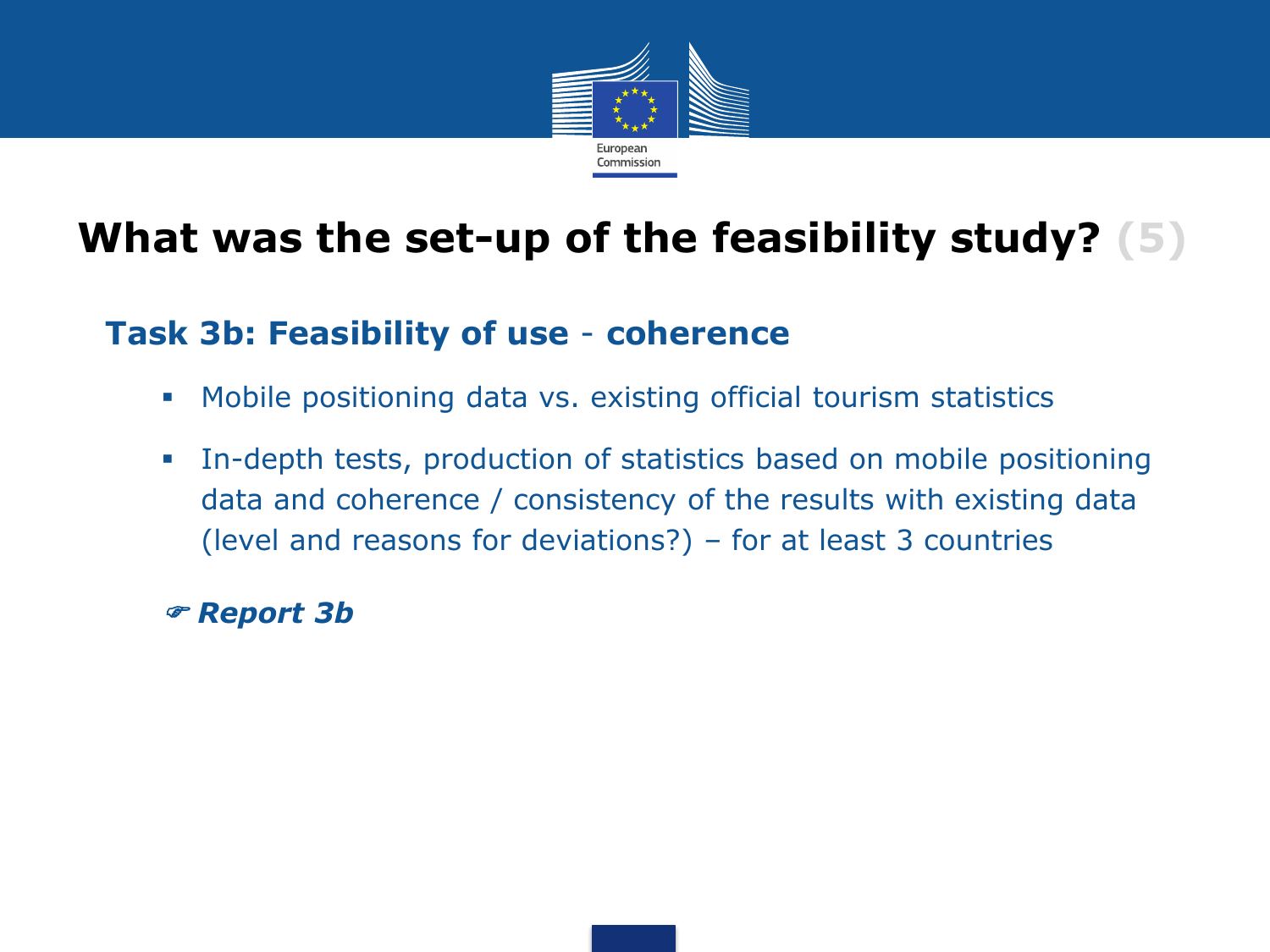# What was the set-up of the feasibility study? (5)

## Task 3b: Feasibility of use - coherence

- Mobile positioning data vs. existing official tourism statistics
- In-depth tests, production of statistics based on mobile positioning data and coherence / consistency of the results with existing data (level and reasons for deviations?) – for at least 3 countries

☞ ***Report 3b***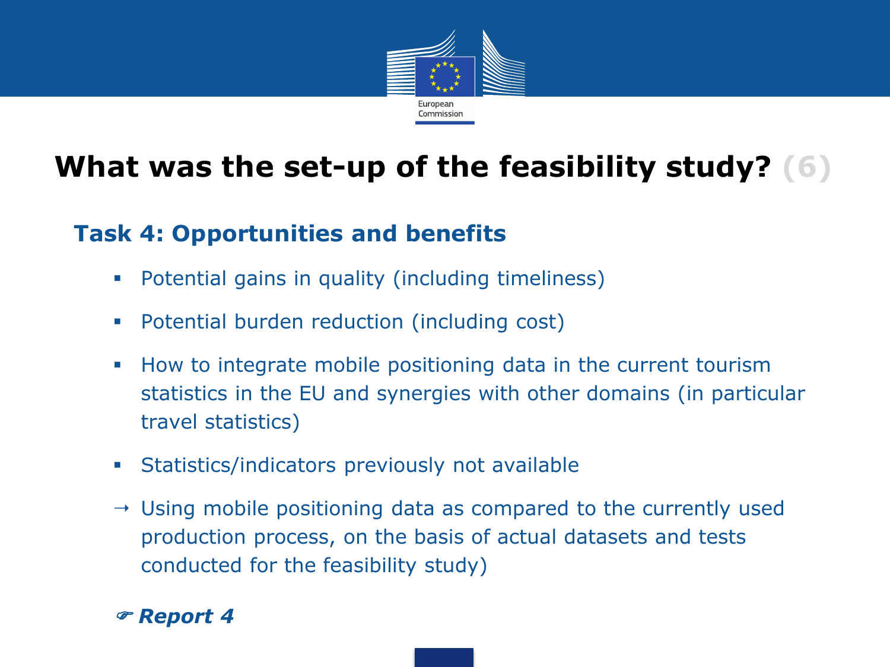# What was the set-up of the feasibility study? (6)

## Task 4: Opportunities and benefits

- Potential gains in quality (including timeliness)
- Potential burden reduction (including cost)
- How to integrate mobile positioning data in the current tourism statistics in the EU and synergies with other domains (in particular travel statistics)
- Statistics/indicators previously not available

→ Using mobile positioning data as compared to the currently used production process, on the basis of actual datasets and tests conducted for the feasibility study)

☞ ***Report 4***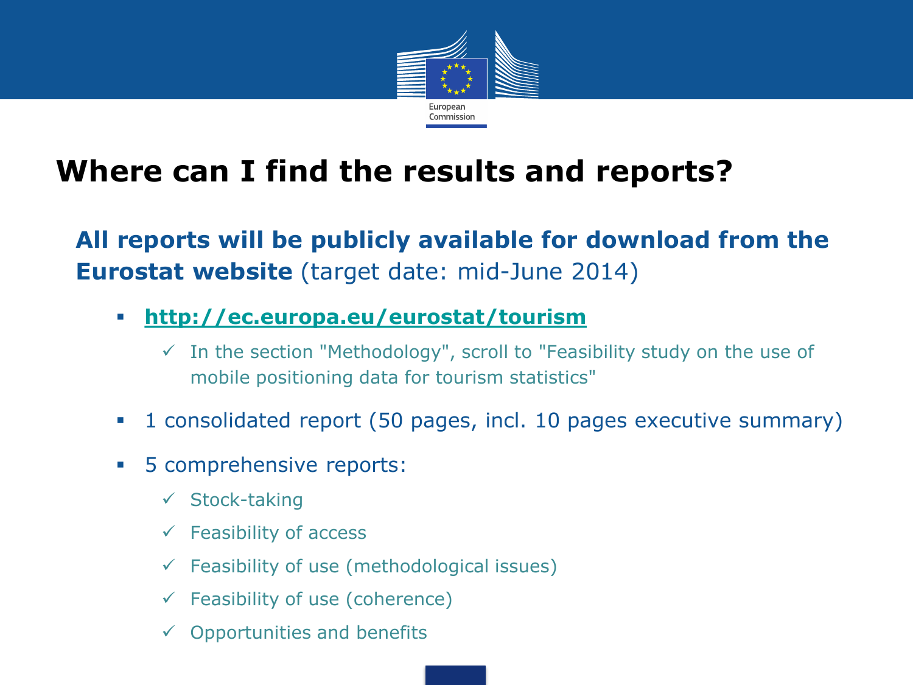# Where can I find the results and reports?

**All reports will be publicly available for download from the Eurostat website** (target date: mid-June 2014)

- **http://ec.europa.eu/eurostat/tourism**
  - ✓ In the section "Methodology", scroll to "Feasibility study on the use of mobile positioning data for tourism statistics"
- 1 consolidated report (50 pages, incl. 10 pages executive summary)
- 5 comprehensive reports:
  - ✓ Stock-taking
  - ✓ Feasibility of access
  - ✓ Feasibility of use (methodological issues)
  - ✓ Feasibility of use (coherence)
  - ✓ Opportunities and benefits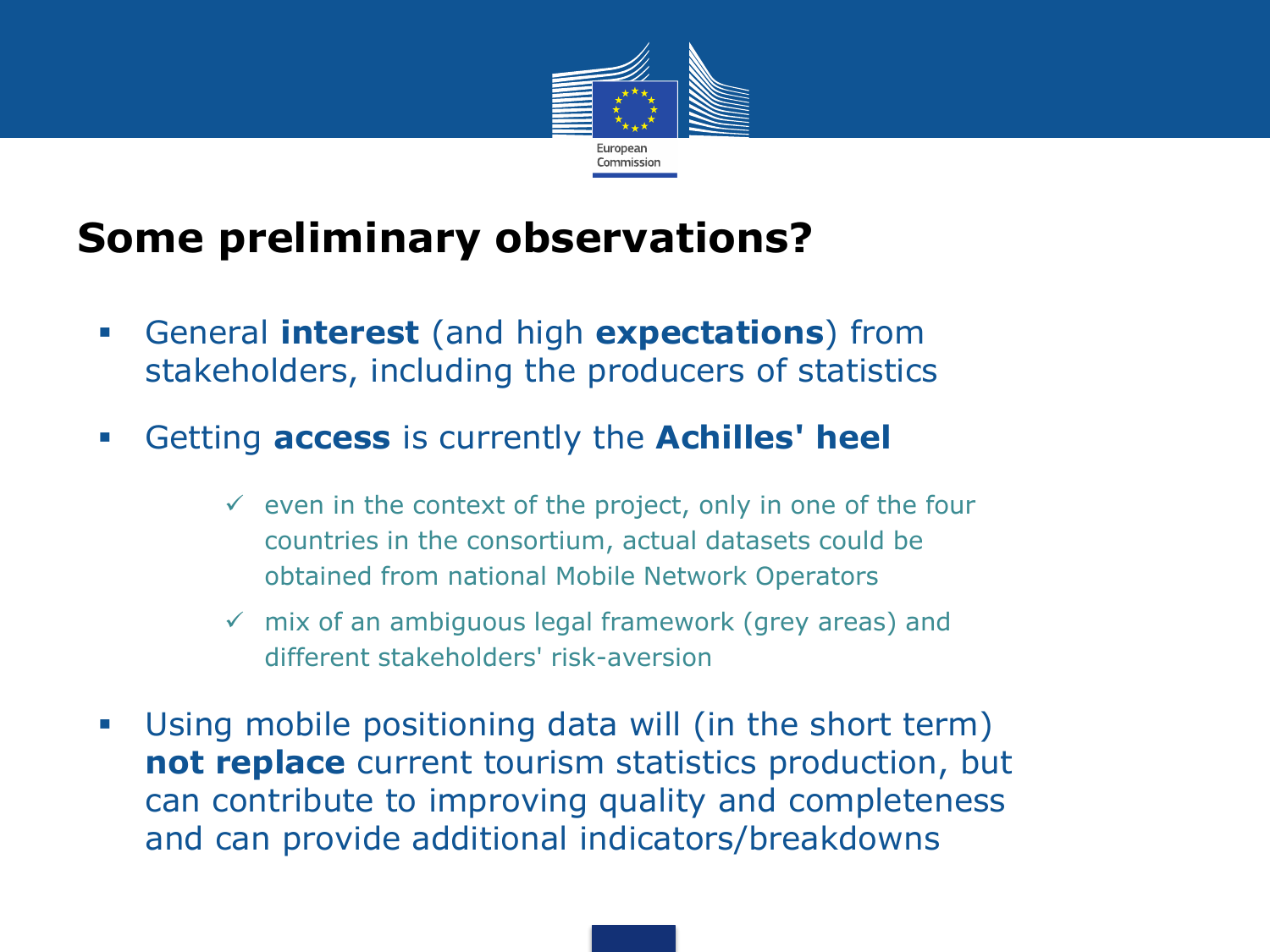# Some preliminary observations?

- General **interest** (and high **expectations**) from stakeholders, including the producers of statistics
- Getting **access** is currently the **Achilles' heel**
  - ✓ even in the context of the project, only in one of the four countries in the consortium, actual datasets could be obtained from national Mobile Network Operators
  - ✓ mix of an ambiguous legal framework (grey areas) and different stakeholders' risk-aversion
- Using mobile positioning data will (in the short term) **not replace** current tourism statistics production, but can contribute to improving quality and completeness and can provide additional indicators/breakdowns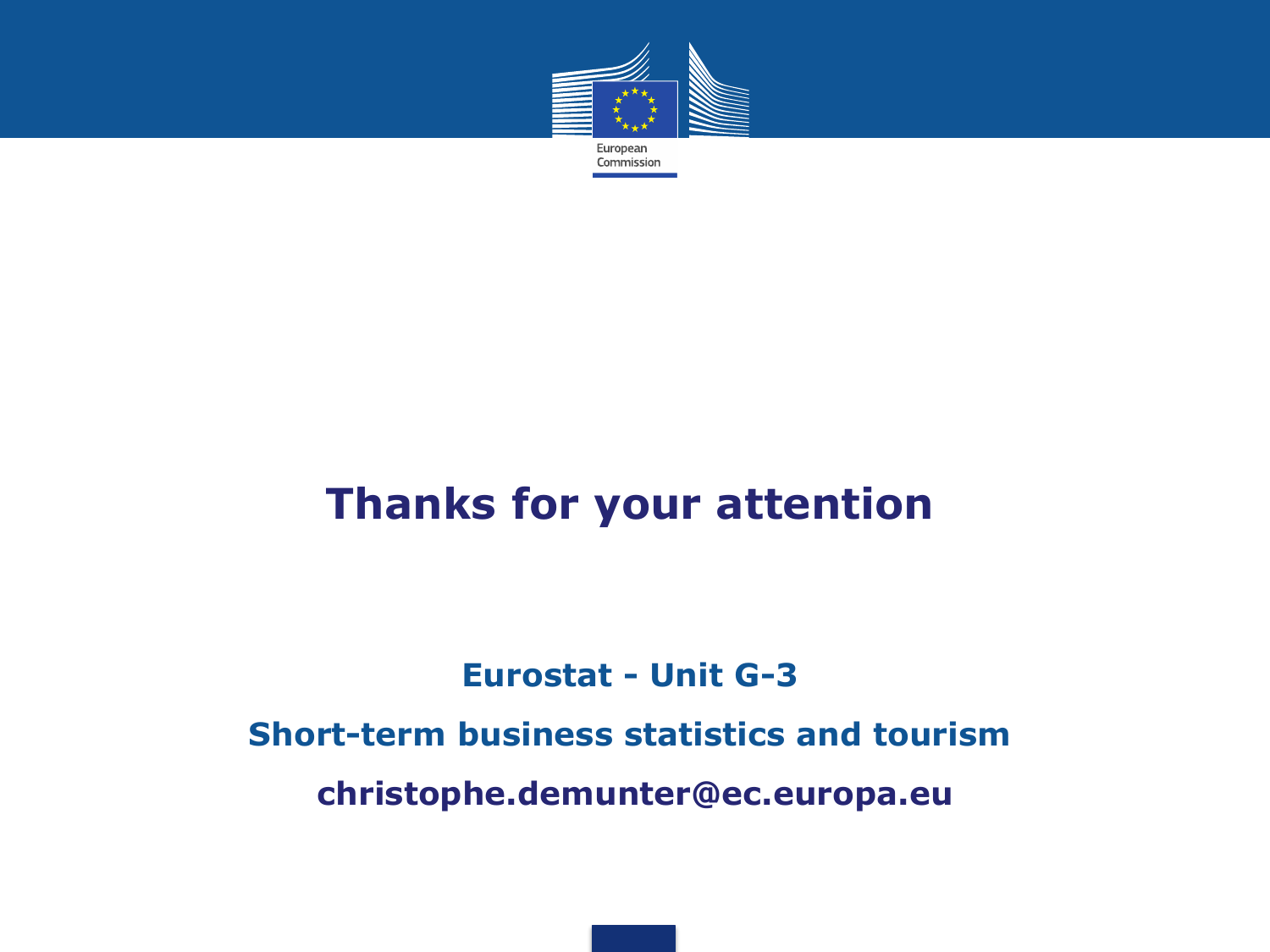# Thanks for your attention

**Eurostat - Unit G-3**

**Short-term business statistics and tourism**

**christophe.demunter@ec.europa.eu**